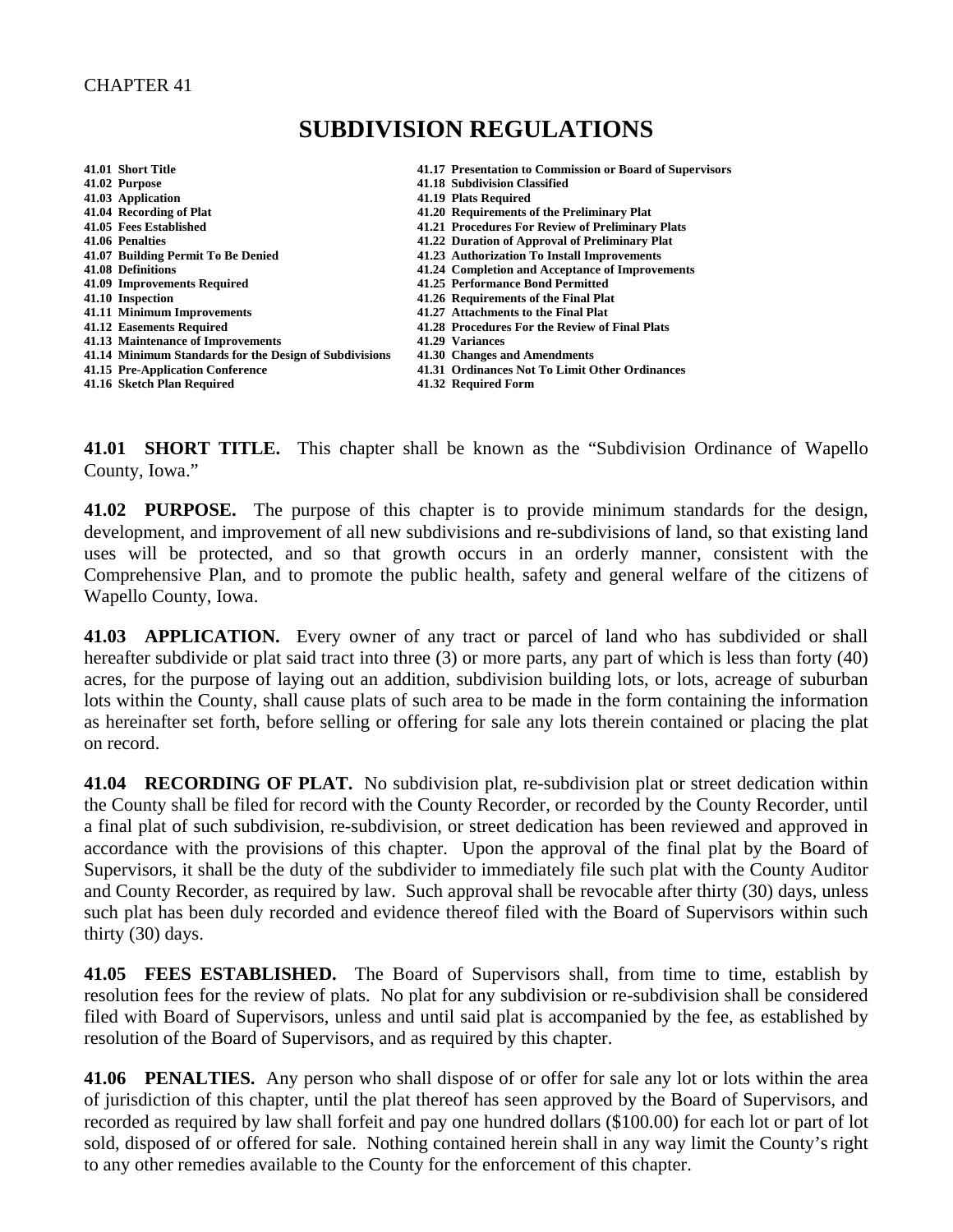CHAPTER 41

# SUBDIVISION REGULATIONS

**41.01 Short Title**
**41.02 Purpose**
**41.03 Application**
**41.04 Recording of Plat**
**41.05 Fees Established**
**41.06 Penalties**
**41.07 Building Permit To Be Denied**
**41.08 Definitions**
**41.09 Improvements Required**
**41.10 Inspection**
**41.11 Minimum Improvements**
**41.12 Easements Required**
**41.13 Maintenance of Improvements**
**41.14 Minimum Standards for the Design of Subdivisions**
**41.15 Pre-Application Conference**
**41.16 Sketch Plan Required**
**41.17 Presentation to Commission or Board of Supervisors**
**41.18 Subdivision Classified**
**41.19 Plats Required**
**41.20 Requirements of the Preliminary Plat**
**41.21 Procedures For Review of Preliminary Plats**
**41.22 Duration of Approval of Preliminary Plat**
**41.23 Authorization To Install Improvements**
**41.24 Completion and Acceptance of Improvements**
**41.25 Performance Bond Permitted**
**41.26 Requirements of the Final Plat**
**41.27 Attachments to the Final Plat**
**41.28 Procedures For the Review of Final Plats**
**41.29 Variances**
**41.30 Changes and Amendments**
**41.31 Ordinances Not To Limit Other Ordinances**
**41.32 Required Form**

**41.01 SHORT TITLE.** This chapter shall be known as the "Subdivision Ordinance of Wapello County, Iowa."

**41.02 PURPOSE.** The purpose of this chapter is to provide minimum standards for the design, development, and improvement of all new subdivisions and re-subdivisions of land, so that existing land uses will be protected, and so that growth occurs in an orderly manner, consistent with the Comprehensive Plan, and to promote the public health, safety and general welfare of the citizens of Wapello County, Iowa.

**41.03 APPLICATION.** Every owner of any tract or parcel of land who has subdivided or shall hereafter subdivide or plat said tract into three (3) or more parts, any part of which is less than forty (40) acres, for the purpose of laying out an addition, subdivision building lots, or lots, acreage of suburban lots within the County, shall cause plats of such area to be made in the form containing the information as hereinafter set forth, before selling or offering for sale any lots therein contained or placing the plat on record.

**41.04 RECORDING OF PLAT.** No subdivision plat, re-subdivision plat or street dedication within the County shall be filed for record with the County Recorder, or recorded by the County Recorder, until a final plat of such subdivision, re-subdivision, or street dedication has been reviewed and approved in accordance with the provisions of this chapter. Upon the approval of the final plat by the Board of Supervisors, it shall be the duty of the subdivider to immediately file such plat with the County Auditor and County Recorder, as required by law. Such approval shall be revocable after thirty (30) days, unless such plat has been duly recorded and evidence thereof filed with the Board of Supervisors within such thirty (30) days.

**41.05 FEES ESTABLISHED.** The Board of Supervisors shall, from time to time, establish by resolution fees for the review of plats. No plat for any subdivision or re-subdivision shall be considered filed with Board of Supervisors, unless and until said plat is accompanied by the fee, as established by resolution of the Board of Supervisors, and as required by this chapter.

**41.06 PENALTIES.** Any person who shall dispose of or offer for sale any lot or lots within the area of jurisdiction of this chapter, until the plat thereof has seen approved by the Board of Supervisors, and recorded as required by law shall forfeit and pay one hundred dollars ($100.00) for each lot or part of lot sold, disposed of or offered for sale. Nothing contained herein shall in any way limit the County's right to any other remedies available to the County for the enforcement of this chapter.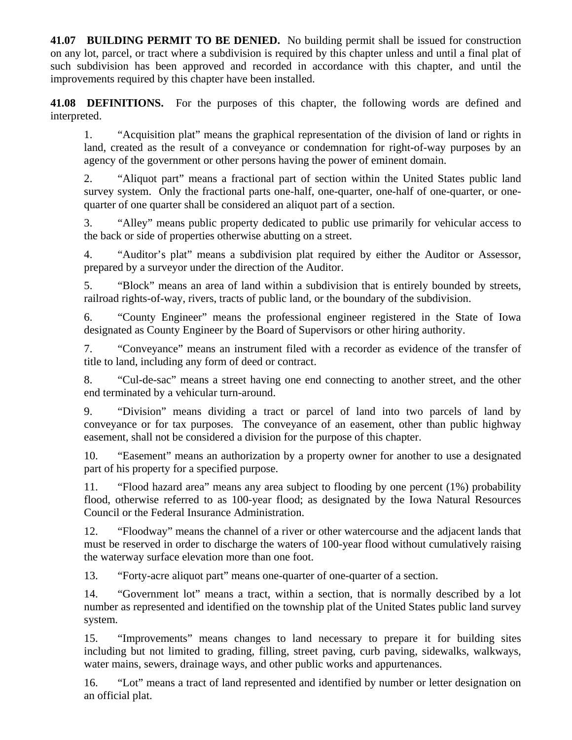**41.07 BUILDING PERMIT TO BE DENIED.** No building permit shall be issued for construction on any lot, parcel, or tract where a subdivision is required by this chapter unless and until a final plat of such subdivision has been approved and recorded in accordance with this chapter, and until the improvements required by this chapter have been installed.

**41.08 DEFINITIONS.** For the purposes of this chapter, the following words are defined and interpreted.

1. "Acquisition plat" means the graphical representation of the division of land or rights in land, created as the result of a conveyance or condemnation for right-of-way purposes by an agency of the government or other persons having the power of eminent domain.

2. "Aliquot part" means a fractional part of section within the United States public land survey system. Only the fractional parts one-half, one-quarter, one-half of one-quarter, or one-quarter of one quarter shall be considered an aliquot part of a section.

3. "Alley" means public property dedicated to public use primarily for vehicular access to the back or side of properties otherwise abutting on a street.

4. "Auditor's plat" means a subdivision plat required by either the Auditor or Assessor, prepared by a surveyor under the direction of the Auditor.

5. "Block" means an area of land within a subdivision that is entirely bounded by streets, railroad rights-of-way, rivers, tracts of public land, or the boundary of the subdivision.

6. "County Engineer" means the professional engineer registered in the State of Iowa designated as County Engineer by the Board of Supervisors or other hiring authority.

7. "Conveyance" means an instrument filed with a recorder as evidence of the transfer of title to land, including any form of deed or contract.

8. "Cul-de-sac" means a street having one end connecting to another street, and the other end terminated by a vehicular turn-around.

9. "Division" means dividing a tract or parcel of land into two parcels of land by conveyance or for tax purposes. The conveyance of an easement, other than public highway easement, shall not be considered a division for the purpose of this chapter.

10. "Easement" means an authorization by a property owner for another to use a designated part of his property for a specified purpose.

11. "Flood hazard area" means any area subject to flooding by one percent (1%) probability flood, otherwise referred to as 100-year flood; as designated by the Iowa Natural Resources Council or the Federal Insurance Administration.

12. "Floodway" means the channel of a river or other watercourse and the adjacent lands that must be reserved in order to discharge the waters of 100-year flood without cumulatively raising the waterway surface elevation more than one foot.

13. "Forty-acre aliquot part" means one-quarter of one-quarter of a section.

14. "Government lot" means a tract, within a section, that is normally described by a lot number as represented and identified on the township plat of the United States public land survey system.

15. "Improvements" means changes to land necessary to prepare it for building sites including but not limited to grading, filling, street paving, curb paving, sidewalks, walkways, water mains, sewers, drainage ways, and other public works and appurtenances.

16. "Lot" means a tract of land represented and identified by number or letter designation on an official plat.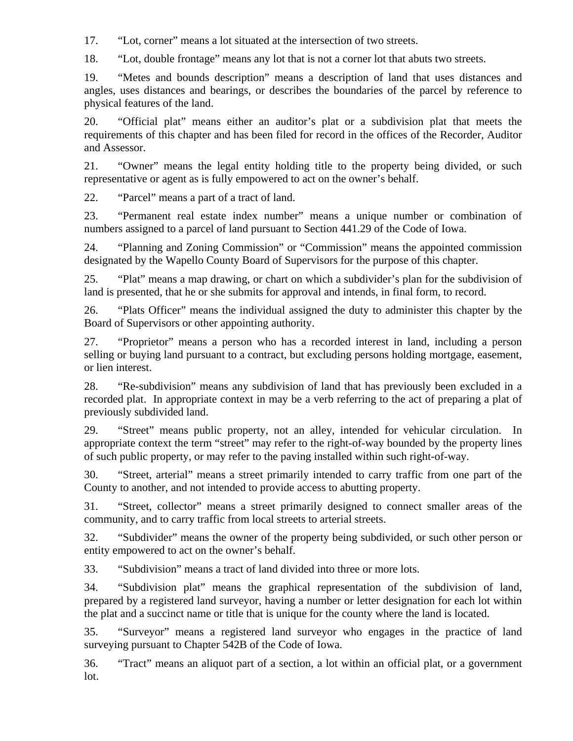17. "Lot, corner" means a lot situated at the intersection of two streets.

18. "Lot, double frontage" means any lot that is not a corner lot that abuts two streets.

19. "Metes and bounds description" means a description of land that uses distances and angles, uses distances and bearings, or describes the boundaries of the parcel by reference to physical features of the land.

20. "Official plat" means either an auditor's plat or a subdivision plat that meets the requirements of this chapter and has been filed for record in the offices of the Recorder, Auditor and Assessor.

21. "Owner" means the legal entity holding title to the property being divided, or such representative or agent as is fully empowered to act on the owner's behalf.

22. "Parcel" means a part of a tract of land.

23. "Permanent real estate index number" means a unique number or combination of numbers assigned to a parcel of land pursuant to Section 441.29 of the Code of Iowa.

24. "Planning and Zoning Commission" or "Commission" means the appointed commission designated by the Wapello County Board of Supervisors for the purpose of this chapter.

25. "Plat" means a map drawing, or chart on which a subdivider's plan for the subdivision of land is presented, that he or she submits for approval and intends, in final form, to record.

26. "Plats Officer" means the individual assigned the duty to administer this chapter by the Board of Supervisors or other appointing authority.

27. "Proprietor" means a person who has a recorded interest in land, including a person selling or buying land pursuant to a contract, but excluding persons holding mortgage, easement, or lien interest.

28. "Re-subdivision" means any subdivision of land that has previously been excluded in a recorded plat. In appropriate context in may be a verb referring to the act of preparing a plat of previously subdivided land.

29. "Street" means public property, not an alley, intended for vehicular circulation. In appropriate context the term "street" may refer to the right-of-way bounded by the property lines of such public property, or may refer to the paving installed within such right-of-way.

30. "Street, arterial" means a street primarily intended to carry traffic from one part of the County to another, and not intended to provide access to abutting property.

31. "Street, collector" means a street primarily designed to connect smaller areas of the community, and to carry traffic from local streets to arterial streets.

32. "Subdivider" means the owner of the property being subdivided, or such other person or entity empowered to act on the owner's behalf.

33. "Subdivision" means a tract of land divided into three or more lots.

34. "Subdivision plat" means the graphical representation of the subdivision of land, prepared by a registered land surveyor, having a number or letter designation for each lot within the plat and a succinct name or title that is unique for the county where the land is located.

35. "Surveyor" means a registered land surveyor who engages in the practice of land surveying pursuant to Chapter 542B of the Code of Iowa.

36. "Tract" means an aliquot part of a section, a lot within an official plat, or a government lot.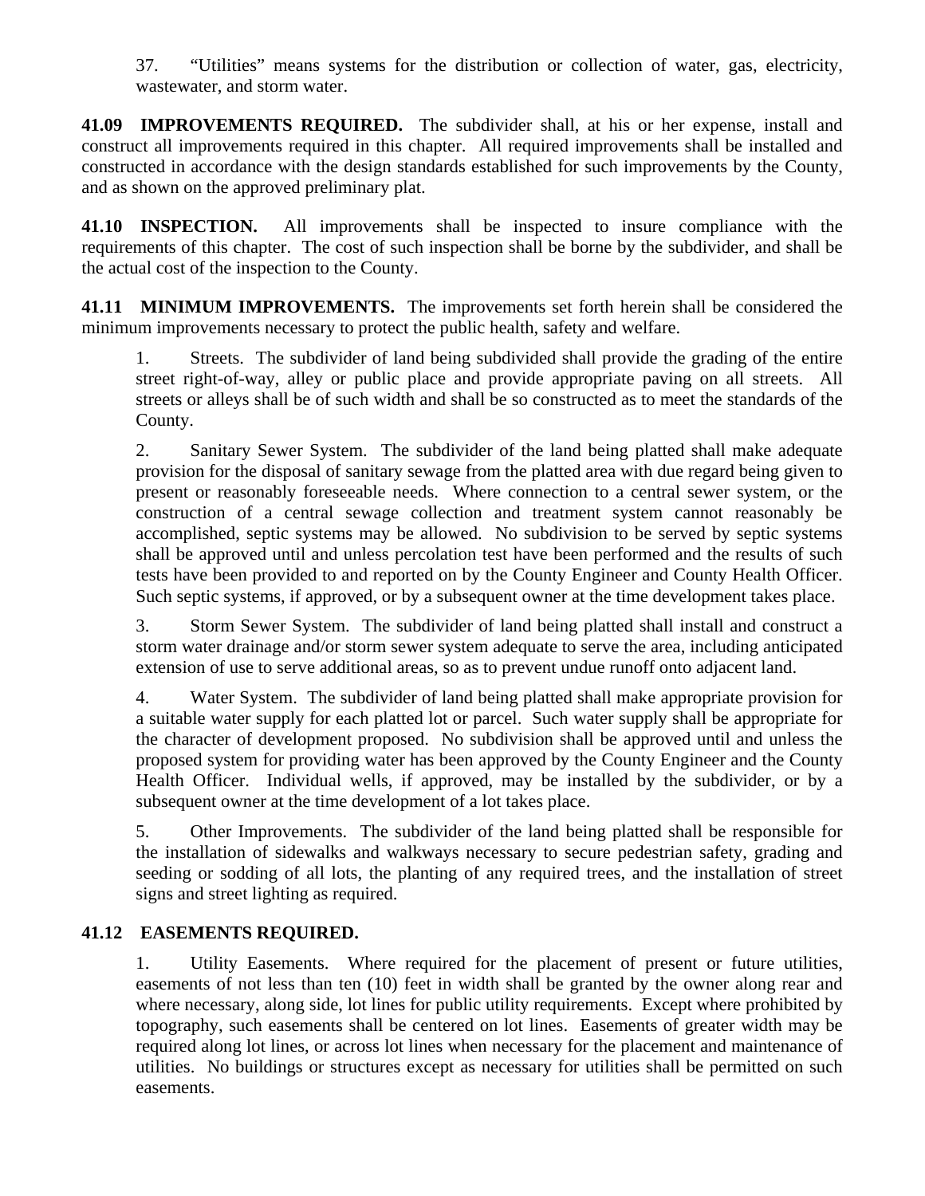37. "Utilities" means systems for the distribution or collection of water, gas, electricity, wastewater, and storm water.

**41.09 IMPROVEMENTS REQUIRED.** The subdivider shall, at his or her expense, install and construct all improvements required in this chapter. All required improvements shall be installed and constructed in accordance with the design standards established for such improvements by the County, and as shown on the approved preliminary plat.

**41.10 INSPECTION.** All improvements shall be inspected to insure compliance with the requirements of this chapter. The cost of such inspection shall be borne by the subdivider, and shall be the actual cost of the inspection to the County.

**41.11 MINIMUM IMPROVEMENTS.** The improvements set forth herein shall be considered the minimum improvements necessary to protect the public health, safety and welfare.

1. Streets. The subdivider of land being subdivided shall provide the grading of the entire street right-of-way, alley or public place and provide appropriate paving on all streets. All streets or alleys shall be of such width and shall be so constructed as to meet the standards of the County.

2. Sanitary Sewer System. The subdivider of the land being platted shall make adequate provision for the disposal of sanitary sewage from the platted area with due regard being given to present or reasonably foreseeable needs. Where connection to a central sewer system, or the construction of a central sewage collection and treatment system cannot reasonably be accomplished, septic systems may be allowed. No subdivision to be served by septic systems shall be approved until and unless percolation test have been performed and the results of such tests have been provided to and reported on by the County Engineer and County Health Officer. Such septic systems, if approved, or by a subsequent owner at the time development takes place.

3. Storm Sewer System. The subdivider of land being platted shall install and construct a storm water drainage and/or storm sewer system adequate to serve the area, including anticipated extension of use to serve additional areas, so as to prevent undue runoff onto adjacent land.

4. Water System. The subdivider of land being platted shall make appropriate provision for a suitable water supply for each platted lot or parcel. Such water supply shall be appropriate for the character of development proposed. No subdivision shall be approved until and unless the proposed system for providing water has been approved by the County Engineer and the County Health Officer. Individual wells, if approved, may be installed by the subdivider, or by a subsequent owner at the time development of a lot takes place.

5. Other Improvements. The subdivider of the land being platted shall be responsible for the installation of sidewalks and walkways necessary to secure pedestrian safety, grading and seeding or sodding of all lots, the planting of any required trees, and the installation of street signs and street lighting as required.

**41.12 EASEMENTS REQUIRED.**

1. Utility Easements. Where required for the placement of present or future utilities, easements of not less than ten (10) feet in width shall be granted by the owner along rear and where necessary, along side, lot lines for public utility requirements. Except where prohibited by topography, such easements shall be centered on lot lines. Easements of greater width may be required along lot lines, or across lot lines when necessary for the placement and maintenance of utilities. No buildings or structures except as necessary for utilities shall be permitted on such easements.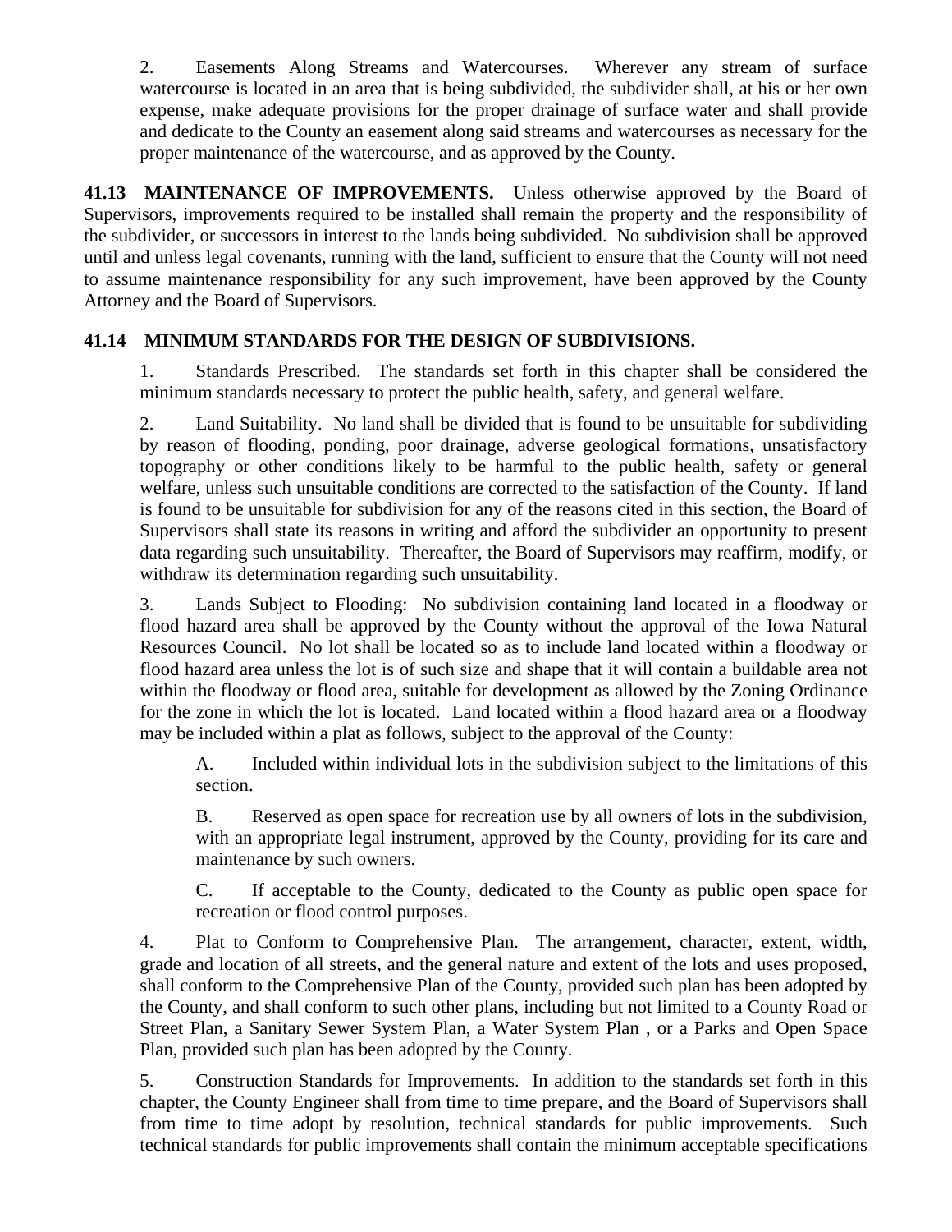2. Easements Along Streams and Watercourses. Wherever any stream of surface watercourse is located in an area that is being subdivided, the subdivider shall, at his or her own expense, make adequate provisions for the proper drainage of surface water and shall provide and dedicate to the County an easement along said streams and watercourses as necessary for the proper maintenance of the watercourse, and as approved by the County.

**41.13 MAINTENANCE OF IMPROVEMENTS.** Unless otherwise approved by the Board of Supervisors, improvements required to be installed shall remain the property and the responsibility of the subdivider, or successors in interest to the lands being subdivided. No subdivision shall be approved until and unless legal covenants, running with the land, sufficient to ensure that the County will not need to assume maintenance responsibility for any such improvement, have been approved by the County Attorney and the Board of Supervisors.

**41.14 MINIMUM STANDARDS FOR THE DESIGN OF SUBDIVISIONS.**

1. Standards Prescribed. The standards set forth in this chapter shall be considered the minimum standards necessary to protect the public health, safety, and general welfare.

2. Land Suitability. No land shall be divided that is found to be unsuitable for subdividing by reason of flooding, ponding, poor drainage, adverse geological formations, unsatisfactory topography or other conditions likely to be harmful to the public health, safety or general welfare, unless such unsuitable conditions are corrected to the satisfaction of the County. If land is found to be unsuitable for subdivision for any of the reasons cited in this section, the Board of Supervisors shall state its reasons in writing and afford the subdivider an opportunity to present data regarding such unsuitability. Thereafter, the Board of Supervisors may reaffirm, modify, or withdraw its determination regarding such unsuitability.

3. Lands Subject to Flooding: No subdivision containing land located in a floodway or flood hazard area shall be approved by the County without the approval of the Iowa Natural Resources Council. No lot shall be located so as to include land located within a floodway or flood hazard area unless the lot is of such size and shape that it will contain a buildable area not within the floodway or flood area, suitable for development as allowed by the Zoning Ordinance for the zone in which the lot is located. Land located within a flood hazard area or a floodway may be included within a plat as follows, subject to the approval of the County:

   A. Included within individual lots in the subdivision subject to the limitations of this section.

   B. Reserved as open space for recreation use by all owners of lots in the subdivision, with an appropriate legal instrument, approved by the County, providing for its care and maintenance by such owners.

   C. If acceptable to the County, dedicated to the County as public open space for recreation or flood control purposes.

4. Plat to Conform to Comprehensive Plan. The arrangement, character, extent, width, grade and location of all streets, and the general nature and extent of the lots and uses proposed, shall conform to the Comprehensive Plan of the County, provided such plan has been adopted by the County, and shall conform to such other plans, including but not limited to a County Road or Street Plan, a Sanitary Sewer System Plan, a Water System Plan , or a Parks and Open Space Plan, provided such plan has been adopted by the County.

5. Construction Standards for Improvements. In addition to the standards set forth in this chapter, the County Engineer shall from time to time prepare, and the Board of Supervisors shall from time to time adopt by resolution, technical standards for public improvements. Such technical standards for public improvements shall contain the minimum acceptable specifications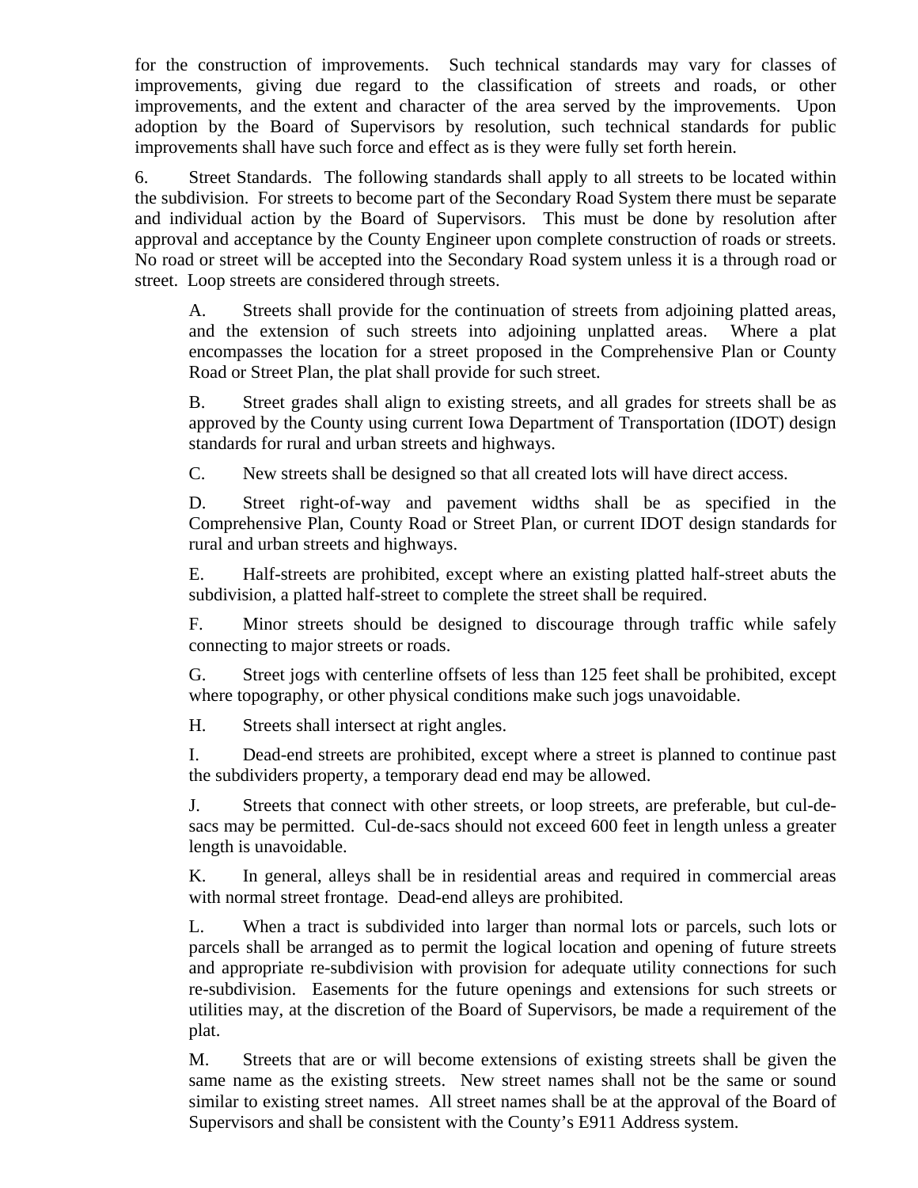for the construction of improvements. Such technical standards may vary for classes of improvements, giving due regard to the classification of streets and roads, or other improvements, and the extent and character of the area served by the improvements. Upon adoption by the Board of Supervisors by resolution, such technical standards for public improvements shall have such force and effect as is they were fully set forth herein.

6. Street Standards. The following standards shall apply to all streets to be located within the subdivision. For streets to become part of the Secondary Road System there must be separate and individual action by the Board of Supervisors. This must be done by resolution after approval and acceptance by the County Engineer upon complete construction of roads or streets. No road or street will be accepted into the Secondary Road system unless it is a through road or street. Loop streets are considered through streets.

A. Streets shall provide for the continuation of streets from adjoining platted areas, and the extension of such streets into adjoining unplatted areas. Where a plat encompasses the location for a street proposed in the Comprehensive Plan or County Road or Street Plan, the plat shall provide for such street.

B. Street grades shall align to existing streets, and all grades for streets shall be as approved by the County using current Iowa Department of Transportation (IDOT) design standards for rural and urban streets and highways.

C. New streets shall be designed so that all created lots will have direct access.

D. Street right-of-way and pavement widths shall be as specified in the Comprehensive Plan, County Road or Street Plan, or current IDOT design standards for rural and urban streets and highways.

E. Half-streets are prohibited, except where an existing platted half-street abuts the subdivision, a platted half-street to complete the street shall be required.

F. Minor streets should be designed to discourage through traffic while safely connecting to major streets or roads.

G. Street jogs with centerline offsets of less than 125 feet shall be prohibited, except where topography, or other physical conditions make such jogs unavoidable.

H. Streets shall intersect at right angles.

I. Dead-end streets are prohibited, except where a street is planned to continue past the subdividers property, a temporary dead end may be allowed.

J. Streets that connect with other streets, or loop streets, are preferable, but cul-de-sacs may be permitted. Cul-de-sacs should not exceed 600 feet in length unless a greater length is unavoidable.

K. In general, alleys shall be in residential areas and required in commercial areas with normal street frontage. Dead-end alleys are prohibited.

L. When a tract is subdivided into larger than normal lots or parcels, such lots or parcels shall be arranged as to permit the logical location and opening of future streets and appropriate re-subdivision with provision for adequate utility connections for such re-subdivision. Easements for the future openings and extensions for such streets or utilities may, at the discretion of the Board of Supervisors, be made a requirement of the plat.

M. Streets that are or will become extensions of existing streets shall be given the same name as the existing streets. New street names shall not be the same or sound similar to existing street names. All street names shall be at the approval of the Board of Supervisors and shall be consistent with the County's E911 Address system.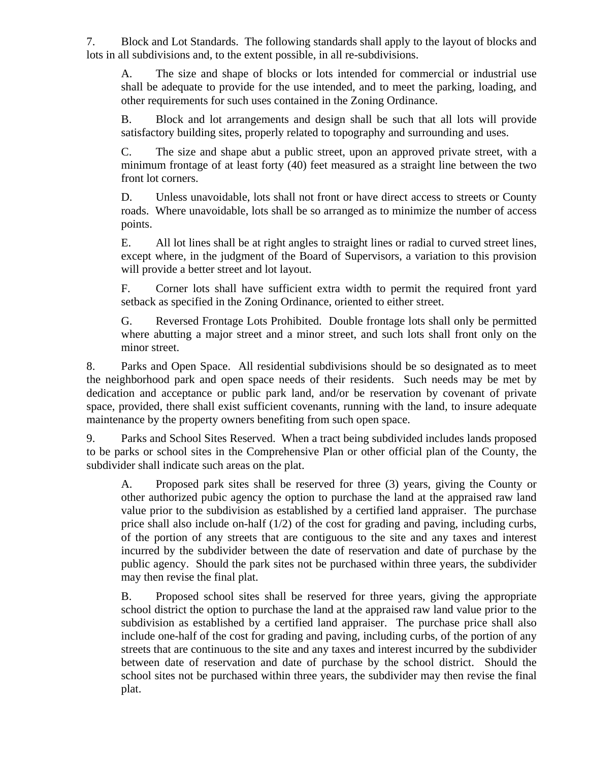7. Block and Lot Standards. The following standards shall apply to the layout of blocks and lots in all subdivisions and, to the extent possible, in all re-subdivisions.

A. The size and shape of blocks or lots intended for commercial or industrial use shall be adequate to provide for the use intended, and to meet the parking, loading, and other requirements for such uses contained in the Zoning Ordinance.

B. Block and lot arrangements and design shall be such that all lots will provide satisfactory building sites, properly related to topography and surrounding and uses.

C. The size and shape abut a public street, upon an approved private street, with a minimum frontage of at least forty (40) feet measured as a straight line between the two front lot corners.

D. Unless unavoidable, lots shall not front or have direct access to streets or County roads. Where unavoidable, lots shall be so arranged as to minimize the number of access points.

E. All lot lines shall be at right angles to straight lines or radial to curved street lines, except where, in the judgment of the Board of Supervisors, a variation to this provision will provide a better street and lot layout.

F. Corner lots shall have sufficient extra width to permit the required front yard setback as specified in the Zoning Ordinance, oriented to either street.

G. Reversed Frontage Lots Prohibited. Double frontage lots shall only be permitted where abutting a major street and a minor street, and such lots shall front only on the minor street.

8. Parks and Open Space. All residential subdivisions should be so designated as to meet the neighborhood park and open space needs of their residents. Such needs may be met by dedication and acceptance or public park land, and/or be reservation by covenant of private space, provided, there shall exist sufficient covenants, running with the land, to insure adequate maintenance by the property owners benefiting from such open space.

9. Parks and School Sites Reserved. When a tract being subdivided includes lands proposed to be parks or school sites in the Comprehensive Plan or other official plan of the County, the subdivider shall indicate such areas on the plat.

A. Proposed park sites shall be reserved for three (3) years, giving the County or other authorized pubic agency the option to purchase the land at the appraised raw land value prior to the subdivision as established by a certified land appraiser. The purchase price shall also include on-half (1/2) of the cost for grading and paving, including curbs, of the portion of any streets that are contiguous to the site and any taxes and interest incurred by the subdivider between the date of reservation and date of purchase by the public agency. Should the park sites not be purchased within three years, the subdivider may then revise the final plat.

B. Proposed school sites shall be reserved for three years, giving the appropriate school district the option to purchase the land at the appraised raw land value prior to the subdivision as established by a certified land appraiser. The purchase price shall also include one-half of the cost for grading and paving, including curbs, of the portion of any streets that are continuous to the site and any taxes and interest incurred by the subdivider between date of reservation and date of purchase by the school district. Should the school sites not be purchased within three years, the subdivider may then revise the final plat.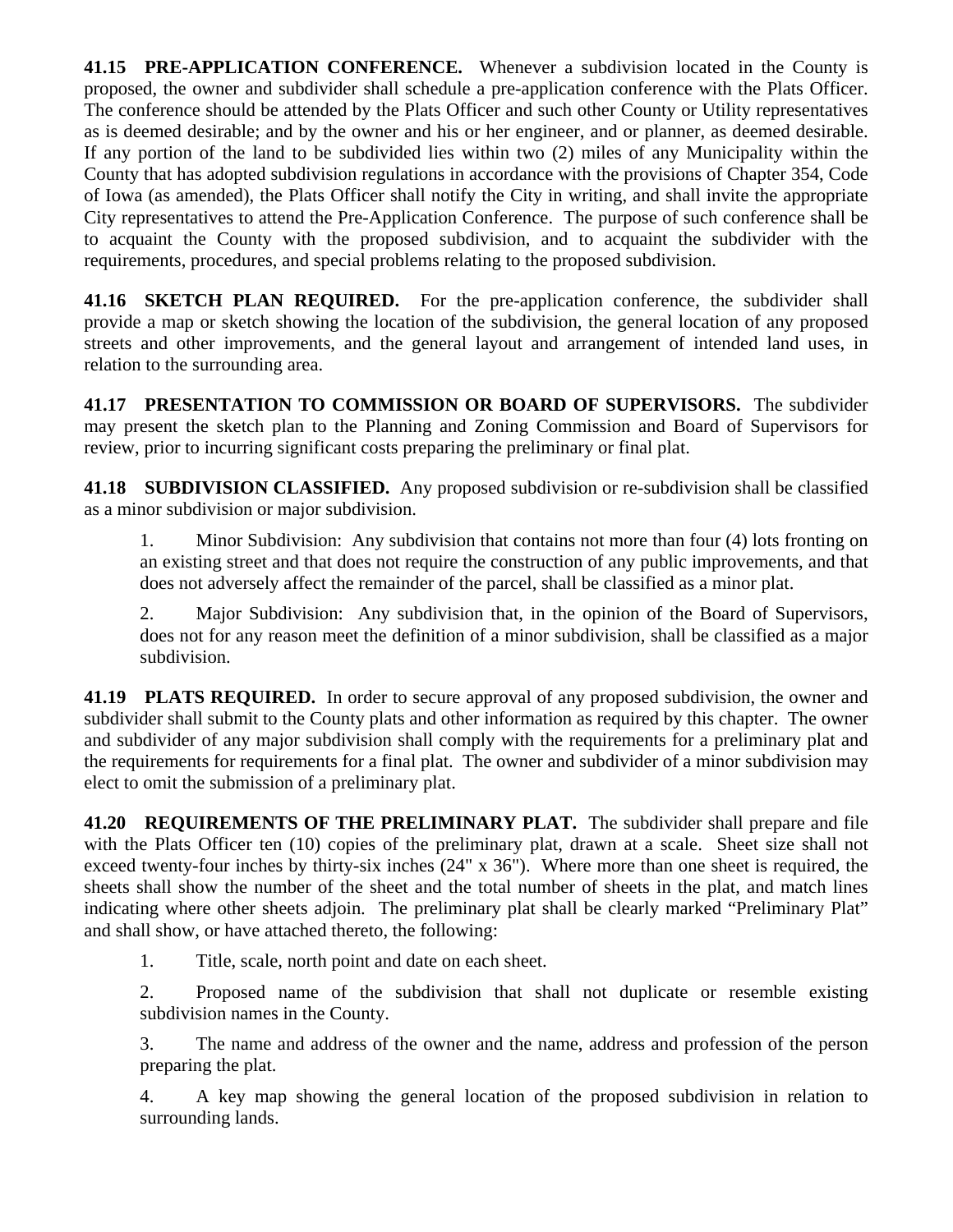**41.15 PRE-APPLICATION CONFERENCE.** Whenever a subdivision located in the County is proposed, the owner and subdivider shall schedule a pre-application conference with the Plats Officer. The conference should be attended by the Plats Officer and such other County or Utility representatives as is deemed desirable; and by the owner and his or her engineer, and or planner, as deemed desirable. If any portion of the land to be subdivided lies within two (2) miles of any Municipality within the County that has adopted subdivision regulations in accordance with the provisions of Chapter 354, Code of Iowa (as amended), the Plats Officer shall notify the City in writing, and shall invite the appropriate City representatives to attend the Pre-Application Conference. The purpose of such conference shall be to acquaint the County with the proposed subdivision, and to acquaint the subdivider with the requirements, procedures, and special problems relating to the proposed subdivision.

**41.16 SKETCH PLAN REQUIRED.** For the pre-application conference, the subdivider shall provide a map or sketch showing the location of the subdivision, the general location of any proposed streets and other improvements, and the general layout and arrangement of intended land uses, in relation to the surrounding area.

**41.17 PRESENTATION TO COMMISSION OR BOARD OF SUPERVISORS.** The subdivider may present the sketch plan to the Planning and Zoning Commission and Board of Supervisors for review, prior to incurring significant costs preparing the preliminary or final plat.

**41.18 SUBDIVISION CLASSIFIED.** Any proposed subdivision or re-subdivision shall be classified as a minor subdivision or major subdivision.

1. Minor Subdivision: Any subdivision that contains not more than four (4) lots fronting on an existing street and that does not require the construction of any public improvements, and that does not adversely affect the remainder of the parcel, shall be classified as a minor plat.

2. Major Subdivision: Any subdivision that, in the opinion of the Board of Supervisors, does not for any reason meet the definition of a minor subdivision, shall be classified as a major subdivision.

**41.19 PLATS REQUIRED.** In order to secure approval of any proposed subdivision, the owner and subdivider shall submit to the County plats and other information as required by this chapter. The owner and subdivider of any major subdivision shall comply with the requirements for a preliminary plat and the requirements for requirements for a final plat. The owner and subdivider of a minor subdivision may elect to omit the submission of a preliminary plat.

**41.20 REQUIREMENTS OF THE PRELIMINARY PLAT.** The subdivider shall prepare and file with the Plats Officer ten (10) copies of the preliminary plat, drawn at a scale. Sheet size shall not exceed twenty-four inches by thirty-six inches (24" x 36"). Where more than one sheet is required, the sheets shall show the number of the sheet and the total number of sheets in the plat, and match lines indicating where other sheets adjoin. The preliminary plat shall be clearly marked "Preliminary Plat" and shall show, or have attached thereto, the following:

1. Title, scale, north point and date on each sheet.

2. Proposed name of the subdivision that shall not duplicate or resemble existing subdivision names in the County.

3. The name and address of the owner and the name, address and profession of the person preparing the plat.

4. A key map showing the general location of the proposed subdivision in relation to surrounding lands.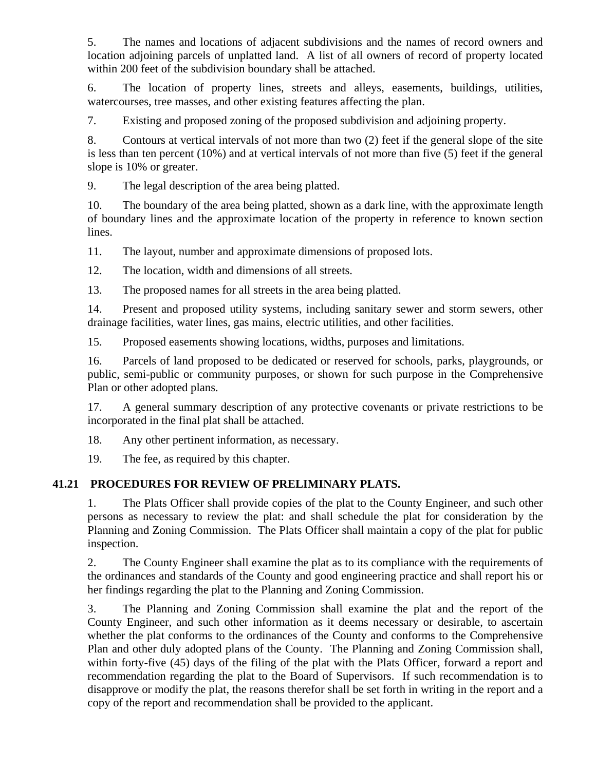5. The names and locations of adjacent subdivisions and the names of record owners and location adjoining parcels of unplatted land. A list of all owners of record of property located within 200 feet of the subdivision boundary shall be attached.

6. The location of property lines, streets and alleys, easements, buildings, utilities, watercourses, tree masses, and other existing features affecting the plan.

7. Existing and proposed zoning of the proposed subdivision and adjoining property.

8. Contours at vertical intervals of not more than two (2) feet if the general slope of the site is less than ten percent (10%) and at vertical intervals of not more than five (5) feet if the general slope is 10% or greater.

9. The legal description of the area being platted.

10. The boundary of the area being platted, shown as a dark line, with the approximate length of boundary lines and the approximate location of the property in reference to known section lines.

11. The layout, number and approximate dimensions of proposed lots.

12. The location, width and dimensions of all streets.

13. The proposed names for all streets in the area being platted.

14. Present and proposed utility systems, including sanitary sewer and storm sewers, other drainage facilities, water lines, gas mains, electric utilities, and other facilities.

15. Proposed easements showing locations, widths, purposes and limitations.

16. Parcels of land proposed to be dedicated or reserved for schools, parks, playgrounds, or public, semi-public or community purposes, or shown for such purpose in the Comprehensive Plan or other adopted plans.

17. A general summary description of any protective covenants or private restrictions to be incorporated in the final plat shall be attached.

18. Any other pertinent information, as necessary.

19. The fee, as required by this chapter.

## 41.21 PROCEDURES FOR REVIEW OF PRELIMINARY PLATS.

1. The Plats Officer shall provide copies of the plat to the County Engineer, and such other persons as necessary to review the plat: and shall schedule the plat for consideration by the Planning and Zoning Commission. The Plats Officer shall maintain a copy of the plat for public inspection.

2. The County Engineer shall examine the plat as to its compliance with the requirements of the ordinances and standards of the County and good engineering practice and shall report his or her findings regarding the plat to the Planning and Zoning Commission.

3. The Planning and Zoning Commission shall examine the plat and the report of the County Engineer, and such other information as it deems necessary or desirable, to ascertain whether the plat conforms to the ordinances of the County and conforms to the Comprehensive Plan and other duly adopted plans of the County. The Planning and Zoning Commission shall, within forty-five (45) days of the filing of the plat with the Plats Officer, forward a report and recommendation regarding the plat to the Board of Supervisors. If such recommendation is to disapprove or modify the plat, the reasons therefor shall be set forth in writing in the report and a copy of the report and recommendation shall be provided to the applicant.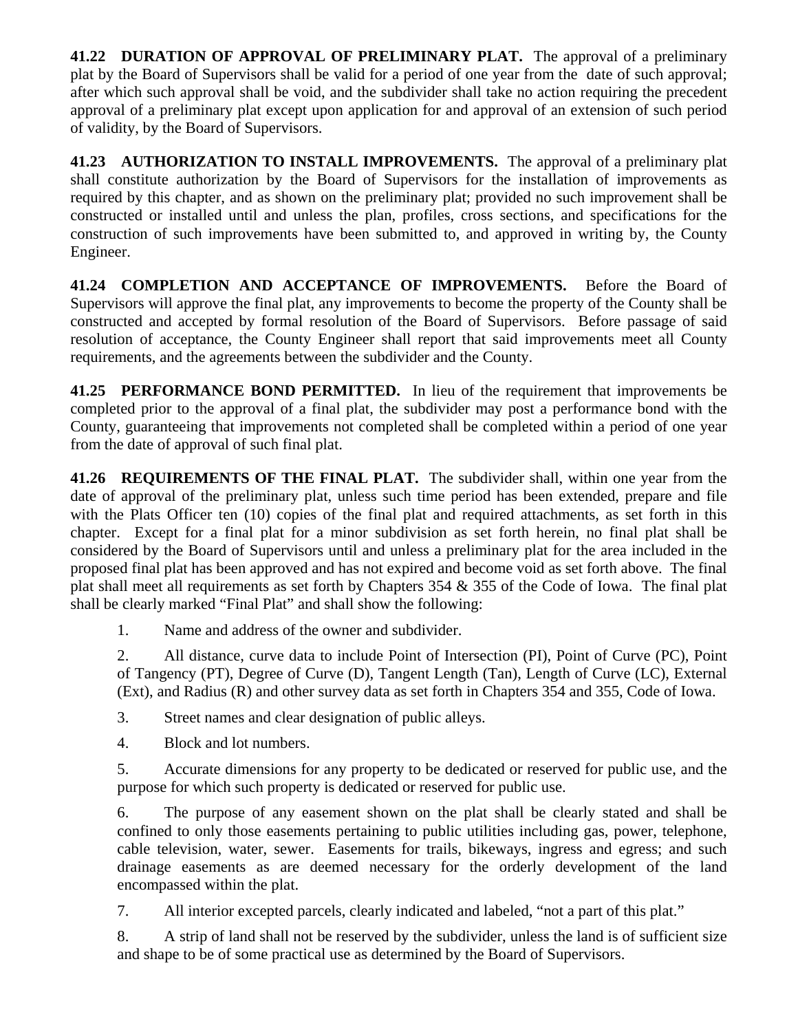**41.22 DURATION OF APPROVAL OF PRELIMINARY PLAT.** The approval of a preliminary plat by the Board of Supervisors shall be valid for a period of one year from the date of such approval; after which such approval shall be void, and the subdivider shall take no action requiring the precedent approval of a preliminary plat except upon application for and approval of an extension of such period of validity, by the Board of Supervisors.

**41.23 AUTHORIZATION TO INSTALL IMPROVEMENTS.** The approval of a preliminary plat shall constitute authorization by the Board of Supervisors for the installation of improvements as required by this chapter, and as shown on the preliminary plat; provided no such improvement shall be constructed or installed until and unless the plan, profiles, cross sections, and specifications for the construction of such improvements have been submitted to, and approved in writing by, the County Engineer.

**41.24 COMPLETION AND ACCEPTANCE OF IMPROVEMENTS.** Before the Board of Supervisors will approve the final plat, any improvements to become the property of the County shall be constructed and accepted by formal resolution of the Board of Supervisors. Before passage of said resolution of acceptance, the County Engineer shall report that said improvements meet all County requirements, and the agreements between the subdivider and the County.

**41.25 PERFORMANCE BOND PERMITTED.** In lieu of the requirement that improvements be completed prior to the approval of a final plat, the subdivider may post a performance bond with the County, guaranteeing that improvements not completed shall be completed within a period of one year from the date of approval of such final plat.

**41.26 REQUIREMENTS OF THE FINAL PLAT.** The subdivider shall, within one year from the date of approval of the preliminary plat, unless such time period has been extended, prepare and file with the Plats Officer ten (10) copies of the final plat and required attachments, as set forth in this chapter. Except for a final plat for a minor subdivision as set forth herein, no final plat shall be considered by the Board of Supervisors until and unless a preliminary plat for the area included in the proposed final plat has been approved and has not expired and become void as set forth above. The final plat shall meet all requirements as set forth by Chapters 354 & 355 of the Code of Iowa. The final plat shall be clearly marked "Final Plat" and shall show the following:

1. Name and address of the owner and subdivider.

2. All distance, curve data to include Point of Intersection (PI), Point of Curve (PC), Point of Tangency (PT), Degree of Curve (D), Tangent Length (Tan), Length of Curve (LC), External (Ext), and Radius (R) and other survey data as set forth in Chapters 354 and 355, Code of Iowa.

3. Street names and clear designation of public alleys.

4. Block and lot numbers.

5. Accurate dimensions for any property to be dedicated or reserved for public use, and the purpose for which such property is dedicated or reserved for public use.

6. The purpose of any easement shown on the plat shall be clearly stated and shall be confined to only those easements pertaining to public utilities including gas, power, telephone, cable television, water, sewer. Easements for trails, bikeways, ingress and egress; and such drainage easements as are deemed necessary for the orderly development of the land encompassed within the plat.

7. All interior excepted parcels, clearly indicated and labeled, "not a part of this plat."

8. A strip of land shall not be reserved by the subdivider, unless the land is of sufficient size and shape to be of some practical use as determined by the Board of Supervisors.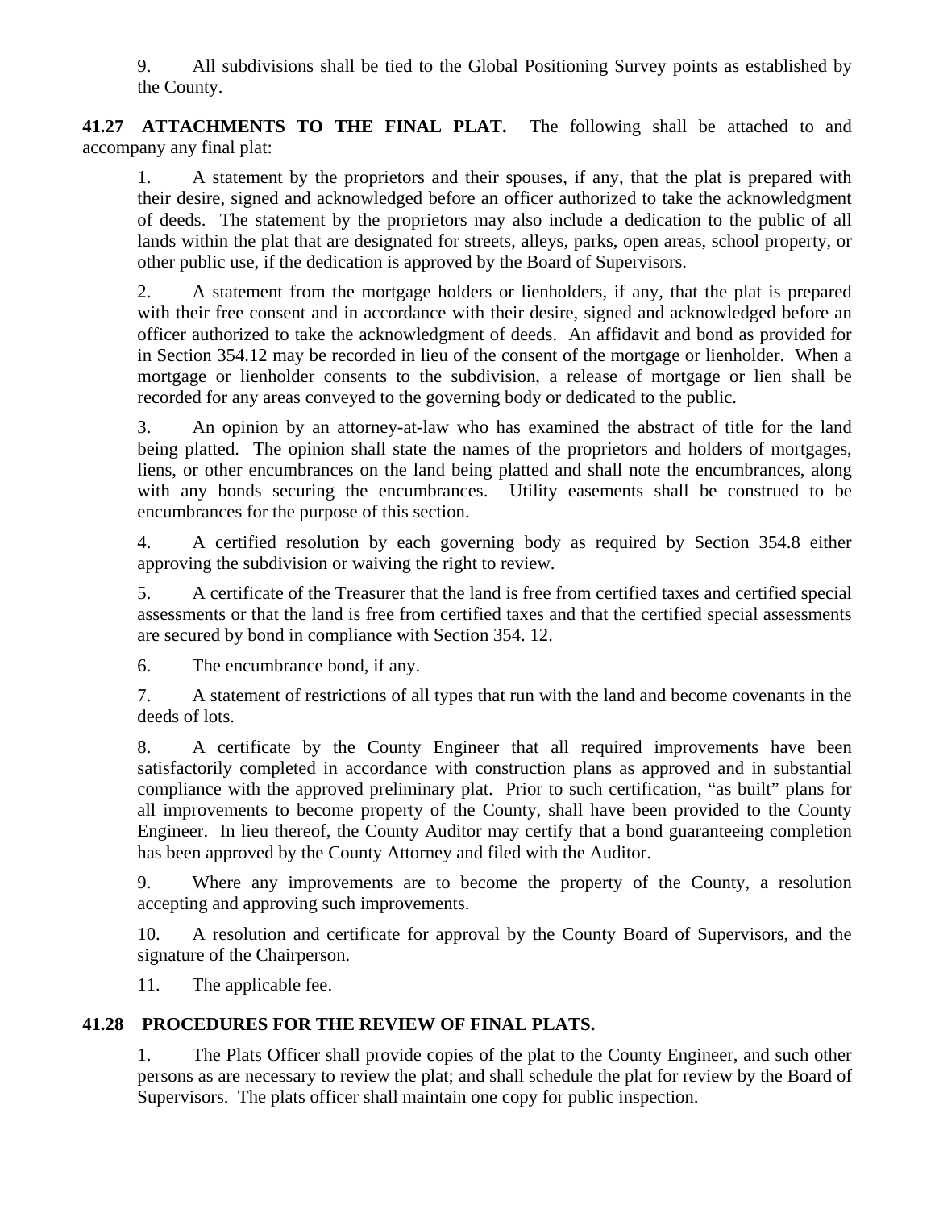9. All subdivisions shall be tied to the Global Positioning Survey points as established by the County.

**41.27 ATTACHMENTS TO THE FINAL PLAT.** The following shall be attached to and accompany any final plat:

1. A statement by the proprietors and their spouses, if any, that the plat is prepared with their desire, signed and acknowledged before an officer authorized to take the acknowledgment of deeds. The statement by the proprietors may also include a dedication to the public of all lands within the plat that are designated for streets, alleys, parks, open areas, school property, or other public use, if the dedication is approved by the Board of Supervisors.

2. A statement from the mortgage holders or lienholders, if any, that the plat is prepared with their free consent and in accordance with their desire, signed and acknowledged before an officer authorized to take the acknowledgment of deeds. An affidavit and bond as provided for in Section 354.12 may be recorded in lieu of the consent of the mortgage or lienholder. When a mortgage or lienholder consents to the subdivision, a release of mortgage or lien shall be recorded for any areas conveyed to the governing body or dedicated to the public.

3. An opinion by an attorney-at-law who has examined the abstract of title for the land being platted. The opinion shall state the names of the proprietors and holders of mortgages, liens, or other encumbrances on the land being platted and shall note the encumbrances, along with any bonds securing the encumbrances. Utility easements shall be construed to be encumbrances for the purpose of this section.

4. A certified resolution by each governing body as required by Section 354.8 either approving the subdivision or waiving the right to review.

5. A certificate of the Treasurer that the land is free from certified taxes and certified special assessments or that the land is free from certified taxes and that the certified special assessments are secured by bond in compliance with Section 354. 12.

6. The encumbrance bond, if any.

7. A statement of restrictions of all types that run with the land and become covenants in the deeds of lots.

8. A certificate by the County Engineer that all required improvements have been satisfactorily completed in accordance with construction plans as approved and in substantial compliance with the approved preliminary plat. Prior to such certification, "as built" plans for all improvements to become property of the County, shall have been provided to the County Engineer. In lieu thereof, the County Auditor may certify that a bond guaranteeing completion has been approved by the County Attorney and filed with the Auditor.

9. Where any improvements are to become the property of the County, a resolution accepting and approving such improvements.

10. A resolution and certificate for approval by the County Board of Supervisors, and the signature of the Chairperson.

11. The applicable fee.

**41.28 PROCEDURES FOR THE REVIEW OF FINAL PLATS.**

1. The Plats Officer shall provide copies of the plat to the County Engineer, and such other persons as are necessary to review the plat; and shall schedule the plat for review by the Board of Supervisors. The plats officer shall maintain one copy for public inspection.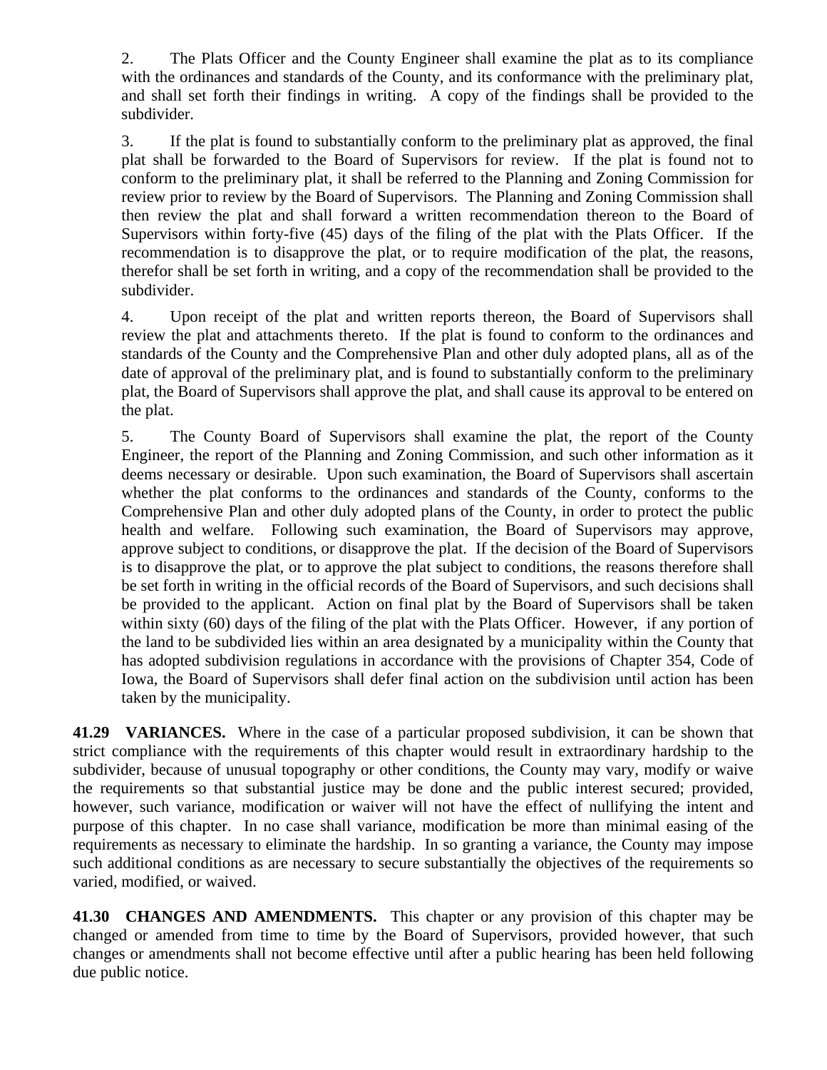2. The Plats Officer and the County Engineer shall examine the plat as to its compliance with the ordinances and standards of the County, and its conformance with the preliminary plat, and shall set forth their findings in writing. A copy of the findings shall be provided to the subdivider.

3. If the plat is found to substantially conform to the preliminary plat as approved, the final plat shall be forwarded to the Board of Supervisors for review. If the plat is found not to conform to the preliminary plat, it shall be referred to the Planning and Zoning Commission for review prior to review by the Board of Supervisors. The Planning and Zoning Commission shall then review the plat and shall forward a written recommendation thereon to the Board of Supervisors within forty-five (45) days of the filing of the plat with the Plats Officer. If the recommendation is to disapprove the plat, or to require modification of the plat, the reasons, therefor shall be set forth in writing, and a copy of the recommendation shall be provided to the subdivider.

4. Upon receipt of the plat and written reports thereon, the Board of Supervisors shall review the plat and attachments thereto. If the plat is found to conform to the ordinances and standards of the County and the Comprehensive Plan and other duly adopted plans, all as of the date of approval of the preliminary plat, and is found to substantially conform to the preliminary plat, the Board of Supervisors shall approve the plat, and shall cause its approval to be entered on the plat.

5. The County Board of Supervisors shall examine the plat, the report of the County Engineer, the report of the Planning and Zoning Commission, and such other information as it deems necessary or desirable. Upon such examination, the Board of Supervisors shall ascertain whether the plat conforms to the ordinances and standards of the County, conforms to the Comprehensive Plan and other duly adopted plans of the County, in order to protect the public health and welfare. Following such examination, the Board of Supervisors may approve, approve subject to conditions, or disapprove the plat. If the decision of the Board of Supervisors is to disapprove the plat, or to approve the plat subject to conditions, the reasons therefore shall be set forth in writing in the official records of the Board of Supervisors, and such decisions shall be provided to the applicant. Action on final plat by the Board of Supervisors shall be taken within sixty (60) days of the filing of the plat with the Plats Officer. However, if any portion of the land to be subdivided lies within an area designated by a municipality within the County that has adopted subdivision regulations in accordance with the provisions of Chapter 354, Code of Iowa, the Board of Supervisors shall defer final action on the subdivision until action has been taken by the municipality.

**41.29 VARIANCES.** Where in the case of a particular proposed subdivision, it can be shown that strict compliance with the requirements of this chapter would result in extraordinary hardship to the subdivider, because of unusual topography or other conditions, the County may vary, modify or waive the requirements so that substantial justice may be done and the public interest secured; provided, however, such variance, modification or waiver will not have the effect of nullifying the intent and purpose of this chapter. In no case shall variance, modification be more than minimal easing of the requirements as necessary to eliminate the hardship. In so granting a variance, the County may impose such additional conditions as are necessary to secure substantially the objectives of the requirements so varied, modified, or waived.

**41.30 CHANGES AND AMENDMENTS.** This chapter or any provision of this chapter may be changed or amended from time to time by the Board of Supervisors, provided however, that such changes or amendments shall not become effective until after a public hearing has been held following due public notice.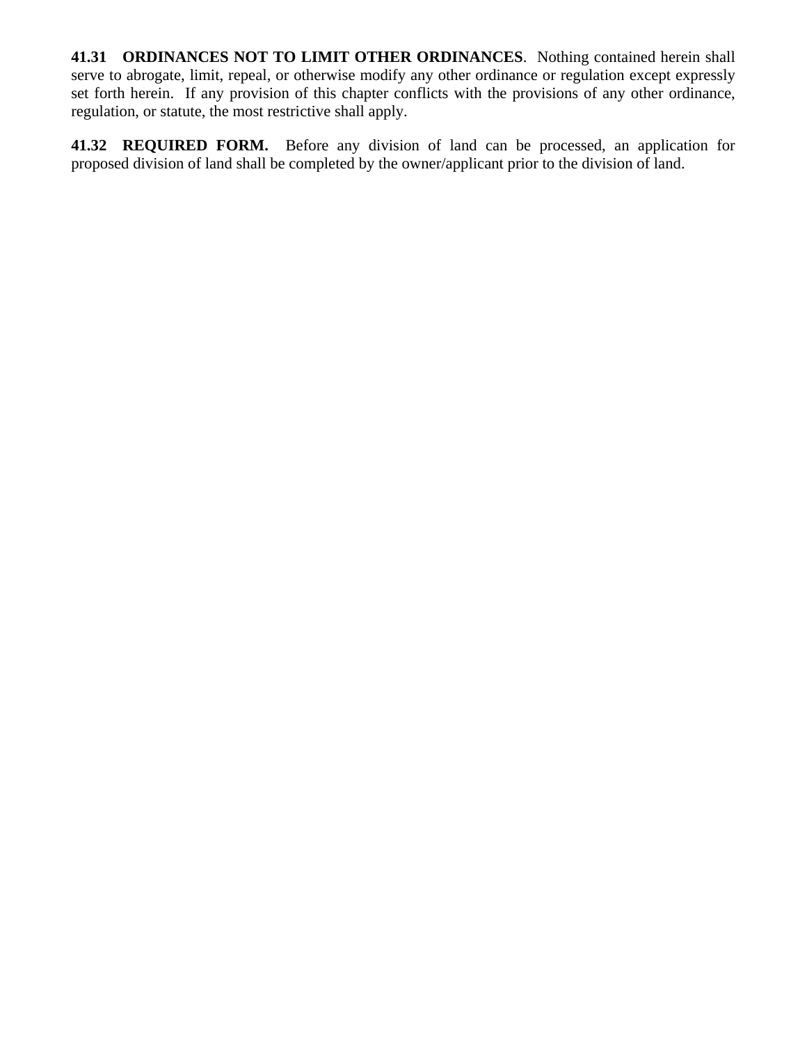**41.31 ORDINANCES NOT TO LIMIT OTHER ORDINANCES**. Nothing contained herein shall serve to abrogate, limit, repeal, or otherwise modify any other ordinance or regulation except expressly set forth herein. If any provision of this chapter conflicts with the provisions of any other ordinance, regulation, or statute, the most restrictive shall apply.

**41.32 REQUIRED FORM.** Before any division of land can be processed, an application for proposed division of land shall be completed by the owner/applicant prior to the division of land.